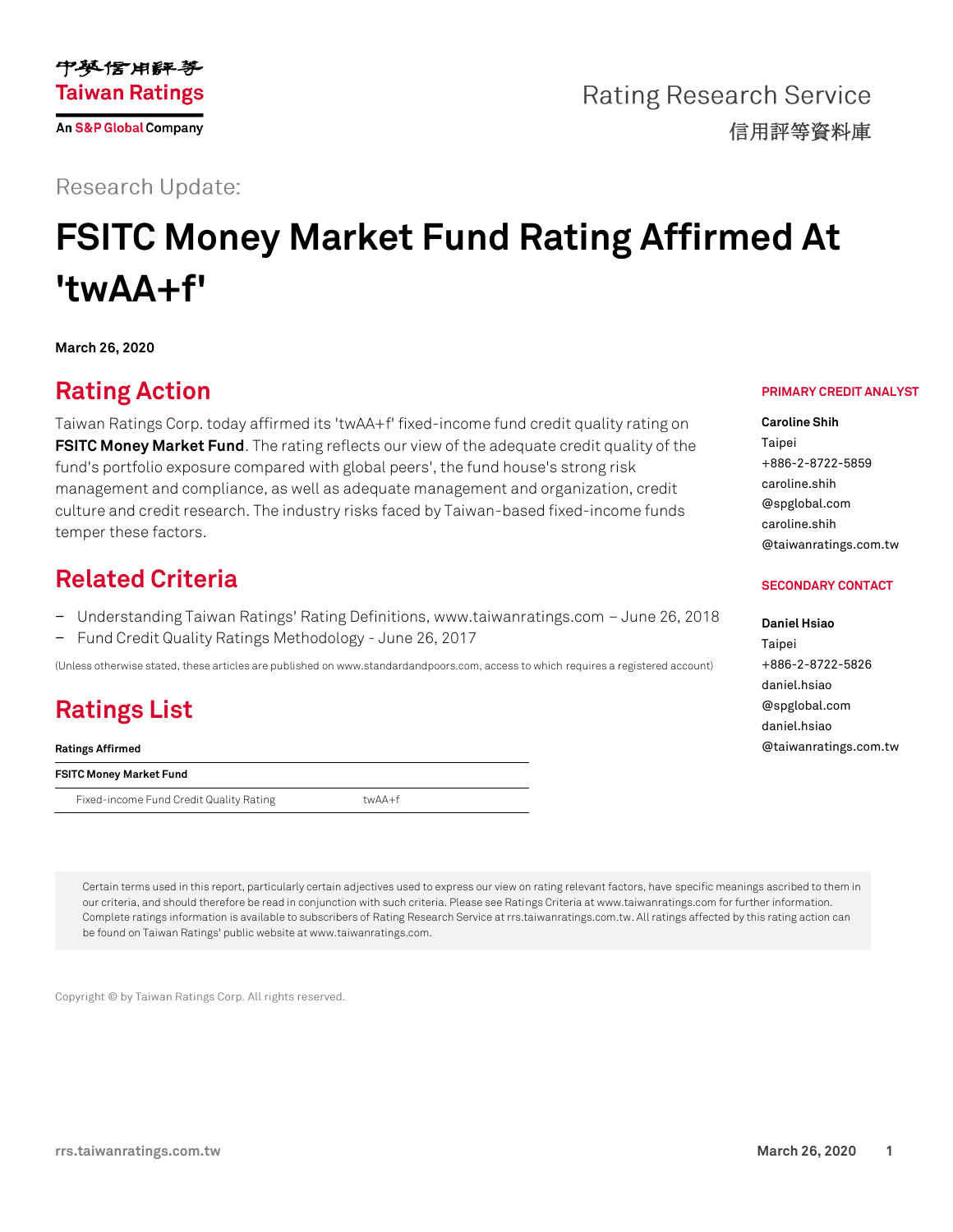中華信用評等
Taiwan Ratings
An S&P Global Company

Rating Research Service
信用評等資料庫

Research Update:

# FSITC Money Market Fund Rating Affirmed At 'twAA+f'

**March 26, 2020**

## Rating Action

Taiwan Ratings Corp. today affirmed its 'twAA+f' fixed-income fund credit quality rating on **FSITC Money Market Fund**. The rating reflects our view of the adequate credit quality of the fund's portfolio exposure compared with global peers', the fund house's strong risk management and compliance, as well as adequate management and organization, credit culture and credit research. The industry risks faced by Taiwan-based fixed-income funds temper these factors.

**PRIMARY CREDIT ANALYST**

**Caroline Shih**
Taipei
+886-2-8722-5859
caroline.shih@spglobal.com
caroline.shih@taiwanratings.com.tw

**SECONDARY CONTACT**

**Daniel Hsiao**
Taipei
+886-2-8722-5826
daniel.hsiao@spglobal.com
daniel.hsiao@taiwanratings.com.tw

## Related Criteria

- Understanding Taiwan Ratings' Rating Definitions, www.taiwanratings.com – June 26, 2018
- Fund Credit Quality Ratings Methodology - June 26, 2017

(Unless otherwise stated, these articles are published on www.standardandpoors.com, access to which requires a registered account)

## Ratings List

| Ratings Affirmed | |
|---|---|
| **FSITC Money Market Fund** | |
| Fixed-income Fund Credit Quality Rating | twAA+f |

Certain terms used in this report, particularly certain adjectives used to express our view on rating relevant factors, have specific meanings ascribed to them in our criteria, and should therefore be read in conjunction with such criteria. Please see Ratings Criteria at www.taiwanratings.com for further information. Complete ratings information is available to subscribers of Rating Research Service at rrs.taiwanratings.com.tw. All ratings affected by this rating action can be found on Taiwan Ratings' public website at www.taiwanratings.com.

Copyright © by Taiwan Ratings Corp. All rights reserved.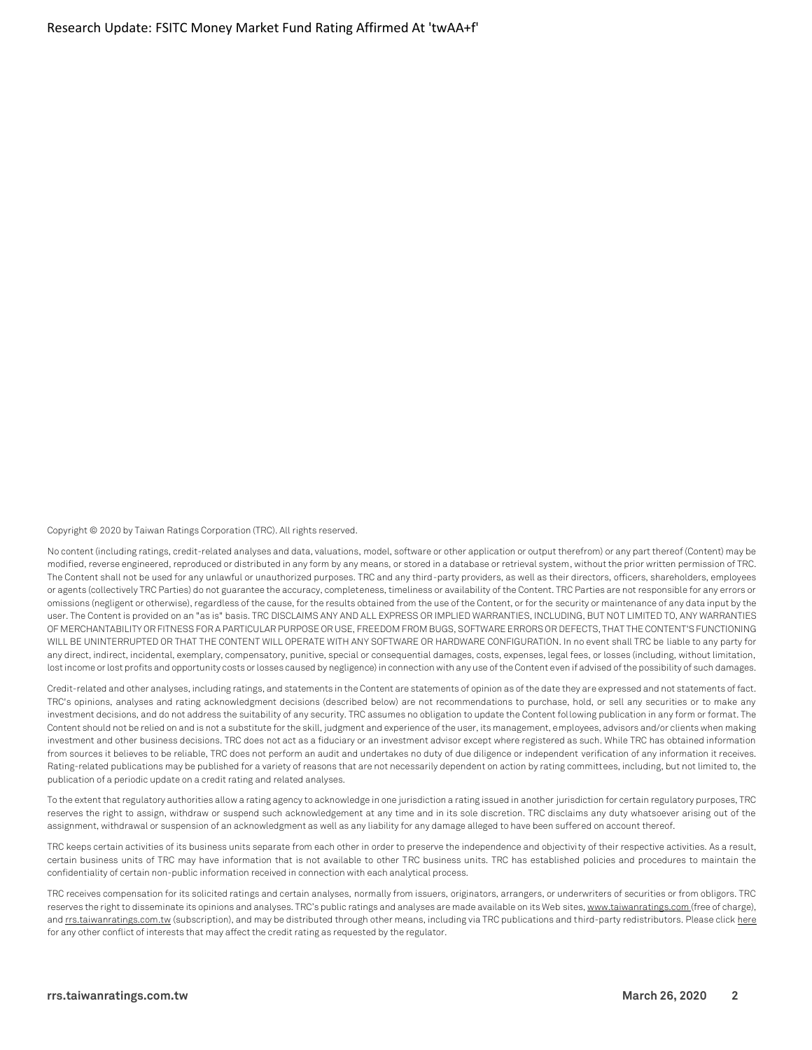Copyright © 2020 by Taiwan Ratings Corporation (TRC). All rights reserved.

No content (including ratings, credit-related analyses and data, valuations, model, software or other application or output therefrom) or any part thereof (Content) may be modified, reverse engineered, reproduced or distributed in any form by any means, or stored in a database or retrieval system, without the prior written permission of TRC. The Content shall not be used for any unlawful or unauthorized purposes. TRC and any third-party providers, as well as their directors, officers, shareholders, employees or agents (collectively TRC Parties) do not guarantee the accuracy, completeness, timeliness or availability of the Content. TRC Parties are not responsible for any errors or omissions (negligent or otherwise), regardless of the cause, for the results obtained from the use of the Content, or for the security or maintenance of any data input by the user. The Content is provided on an "as is" basis. TRC DISCLAIMS ANY AND ALL EXPRESS OR IMPLIED WARRANTIES, INCLUDING, BUT NOT LIMITED TO, ANY WARRANTIES OF MERCHANTABILITY OR FITNESS FOR A PARTICULAR PURPOSE OR USE, FREEDOM FROM BUGS, SOFTWARE ERRORS OR DEFECTS, THAT THE CONTENT'S FUNCTIONING WILL BE UNINTERRUPTED OR THAT THE CONTENT WILL OPERATE WITH ANY SOFTWARE OR HARDWARE CONFIGURATION. In no event shall TRC be liable to any party for any direct, indirect, incidental, exemplary, compensatory, punitive, special or consequential damages, costs, expenses, legal fees, or losses (including, without limitation, lost income or lost profits and opportunity costs or losses caused by negligence) in connection with any use of the Content even if advised of the possibility of such damages.

Credit-related and other analyses, including ratings, and statements in the Content are statements of opinion as of the date they are expressed and not statements of fact. TRC's opinions, analyses and rating acknowledgment decisions (described below) are not recommendations to purchase, hold, or sell any securities or to make any investment decisions, and do not address the suitability of any security. TRC assumes no obligation to update the Content following publication in any form or format. The Content should not be relied on and is not a substitute for the skill, judgment and experience of the user, its management, employees, advisors and/or clients when making investment and other business decisions. TRC does not act as a fiduciary or an investment advisor except where registered as such. While TRC has obtained information from sources it believes to be reliable, TRC does not perform an audit and undertakes no duty of due diligence or independent verification of any information it receives. Rating-related publications may be published for a variety of reasons that are not necessarily dependent on action by rating committees, including, but not limited to, the publication of a periodic update on a credit rating and related analyses.

To the extent that regulatory authorities allow a rating agency to acknowledge in one jurisdiction a rating issued in another jurisdiction for certain regulatory purposes, TRC reserves the right to assign, withdraw or suspend such acknowledgement at any time and in its sole discretion. TRC disclaims any duty whatsoever arising out of the assignment, withdrawal or suspension of an acknowledgment as well as any liability for any damage alleged to have been suffered on account thereof.

TRC keeps certain activities of its business units separate from each other in order to preserve the independence and objectivity of their respective activities. As a result, certain business units of TRC may have information that is not available to other TRC business units. TRC has established policies and procedures to maintain the confidentiality of certain non-public information received in connection with each analytical process.

TRC receives compensation for its solicited ratings and certain analyses, normally from issuers, originators, arrangers, or underwriters of securities or from obligors. TRC reserves the right to disseminate its opinions and analyses. TRC's public ratings and analyses are made available on its Web sites, www.taiwanratings.com (free of charge), and rrs.taiwanratings.com.tw (subscription), and may be distributed through other means, including via TRC publications and third-party redistributors. Please click here for any other conflict of interests that may affect the credit rating as requested by the regulator.